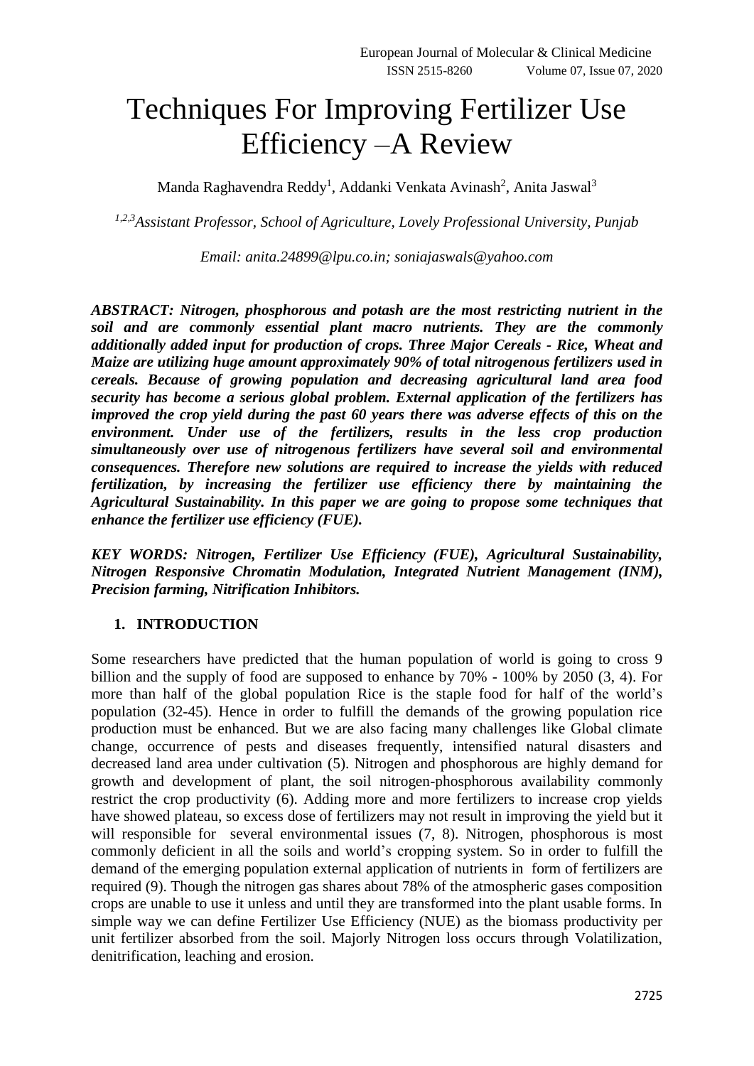# Techniques For Improving Fertilizer Use Efficiency –A Review

Manda Raghavendra Reddy[1], Addanki Venkata Avinash[2], Anita Jaswal[3]

*[1,2,3]Assistant Professor, School of Agriculture, Lovely Professional University, Punjab*

*Email: anita.24899@lpu.co.in; soniajaswals@yahoo.com*

***ABSTRACT: Nitrogen, phosphorous and potash are the most restricting nutrient in the soil and are commonly essential plant macro nutrients. They are the commonly additionally added input for production of crops. Three Major Cereals - Rice, Wheat and Maize are utilizing huge amount approximately 90% of total nitrogenous fertilizers used in cereals. Because of growing population and decreasing agricultural land area food security has become a serious global problem. External application of the fertilizers has improved the crop yield during the past 60 years there was adverse effects of this on the environment. Under use of the fertilizers, results in the less crop production simultaneously over use of nitrogenous fertilizers have several soil and environmental consequences. Therefore new solutions are required to increase the yields with reduced fertilization, by increasing the fertilizer use efficiency there by maintaining the Agricultural Sustainability. In this paper we are going to propose some techniques that enhance the fertilizer use efficiency (FUE).***

***KEY WORDS: Nitrogen, Fertilizer Use Efficiency (FUE), Agricultural Sustainability, Nitrogen Responsive Chromatin Modulation, Integrated Nutrient Management (INM), Precision farming, Nitrification Inhibitors.***

## 1. INTRODUCTION

Some researchers have predicted that the human population of world is going to cross 9 billion and the supply of food are supposed to enhance by 70% - 100% by 2050 (3, 4). For more than half of the global population Rice is the staple food for half of the world's population (32-45). Hence in order to fulfill the demands of the growing population rice production must be enhanced. But we are also facing many challenges like Global climate change, occurrence of pests and diseases frequently, intensified natural disasters and decreased land area under cultivation (5). Nitrogen and phosphorous are highly demand for growth and development of plant, the soil nitrogen-phosphorous availability commonly restrict the crop productivity (6). Adding more and more fertilizers to increase crop yields have showed plateau, so excess dose of fertilizers may not result in improving the yield but it will responsible for several environmental issues (7, 8). Nitrogen, phosphorous is most commonly deficient in all the soils and world's cropping system. So in order to fulfill the demand of the emerging population external application of nutrients in form of fertilizers are required (9). Though the nitrogen gas shares about 78% of the atmospheric gases composition crops are unable to use it unless and until they are transformed into the plant usable forms. In simple way we can define Fertilizer Use Efficiency (NUE) as the biomass productivity per unit fertilizer absorbed from the soil. Majorly Nitrogen loss occurs through Volatilization, denitrification, leaching and erosion.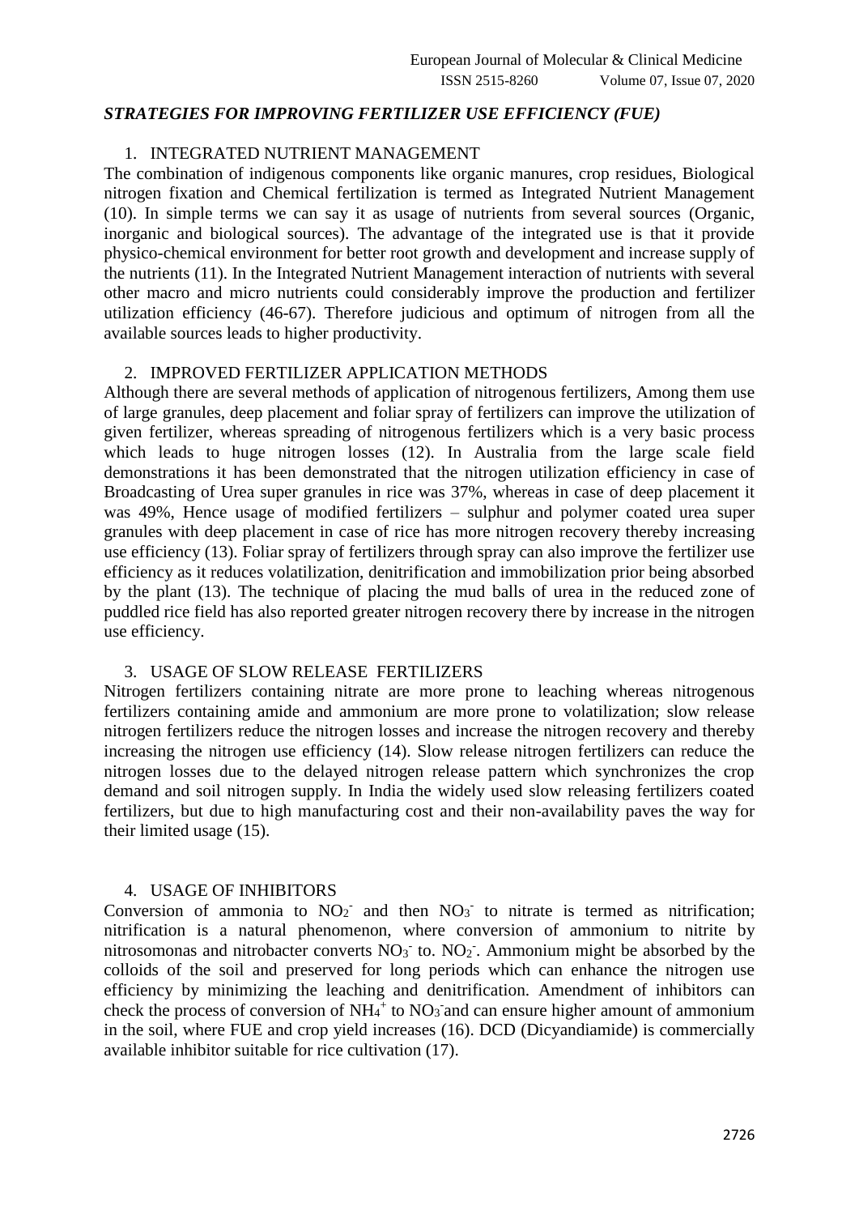### *STRATEGIES FOR IMPROVING FERTILIZER USE EFFICIENCY (FUE)*

1. INTEGRATED NUTRIENT MANAGEMENT

The combination of indigenous components like organic manures, crop residues, Biological nitrogen fixation and Chemical fertilization is termed as Integrated Nutrient Management (10). In simple terms we can say it as usage of nutrients from several sources (Organic, inorganic and biological sources). The advantage of the integrated use is that it provide physico-chemical environment for better root growth and development and increase supply of the nutrients (11). In the Integrated Nutrient Management interaction of nutrients with several other macro and micro nutrients could considerably improve the production and fertilizer utilization efficiency (46-67). Therefore judicious and optimum of nitrogen from all the available sources leads to higher productivity.

2. IMPROVED FERTILIZER APPLICATION METHODS

Although there are several methods of application of nitrogenous fertilizers, Among them use of large granules, deep placement and foliar spray of fertilizers can improve the utilization of given fertilizer, whereas spreading of nitrogenous fertilizers which is a very basic process which leads to huge nitrogen losses (12). In Australia from the large scale field demonstrations it has been demonstrated that the nitrogen utilization efficiency in case of Broadcasting of Urea super granules in rice was 37%, whereas in case of deep placement it was 49%, Hence usage of modified fertilizers – sulphur and polymer coated urea super granules with deep placement in case of rice has more nitrogen recovery thereby increasing use efficiency (13). Foliar spray of fertilizers through spray can also improve the fertilizer use efficiency as it reduces volatilization, denitrification and immobilization prior being absorbed by the plant (13). The technique of placing the mud balls of urea in the reduced zone of puddled rice field has also reported greater nitrogen recovery there by increase in the nitrogen use efficiency.

3. USAGE OF SLOW RELEASE FERTILIZERS

Nitrogen fertilizers containing nitrate are more prone to leaching whereas nitrogenous fertilizers containing amide and ammonium are more prone to volatilization; slow release nitrogen fertilizers reduce the nitrogen losses and increase the nitrogen recovery and thereby increasing the nitrogen use efficiency (14). Slow release nitrogen fertilizers can reduce the nitrogen losses due to the delayed nitrogen release pattern which synchronizes the crop demand and soil nitrogen supply. In India the widely used slow releasing fertilizers coated fertilizers, but due to high manufacturing cost and their non-availability paves the way for their limited usage (15).

4. USAGE OF INHIBITORS

Conversion of ammonia to $NO_2^-$ and then $NO_3^-$ to nitrate is termed as nitrification; nitrification is a natural phenomenon, where conversion of ammonium to nitrite by nitrosomonas and nitrobacter converts $NO_3^-$ to. $NO_2^-$. Ammonium might be absorbed by the colloids of the soil and preserved for long periods which can enhance the nitrogen use efficiency by minimizing the leaching and denitrification. Amendment of inhibitors can check the process of conversion of $NH_4^+$ to $NO_3^-$ and can ensure higher amount of ammonium in the soil, where FUE and crop yield increases (16). DCD (Dicyandiamide) is commercially available inhibitor suitable for rice cultivation (17).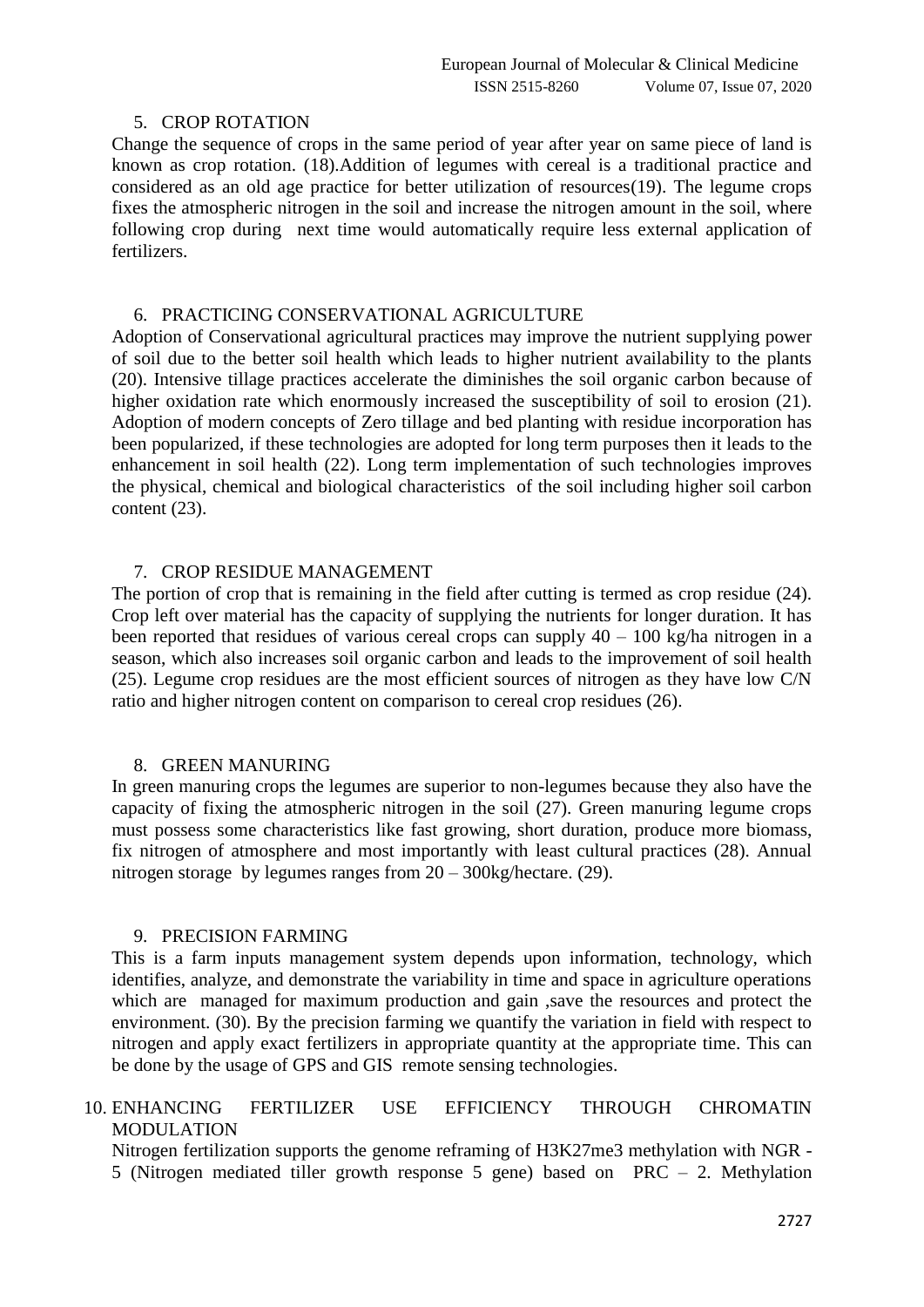## 5. CROP ROTATION

Change the sequence of crops in the same period of year after year on same piece of land is known as crop rotation. (18).Addition of legumes with cereal is a traditional practice and considered as an old age practice for better utilization of resources(19). The legume crops fixes the atmospheric nitrogen in the soil and increase the nitrogen amount in the soil, where following crop during next time would automatically require less external application of fertilizers.

## 6. PRACTICING CONSERVATIONAL AGRICULTURE

Adoption of Conservational agricultural practices may improve the nutrient supplying power of soil due to the better soil health which leads to higher nutrient availability to the plants (20). Intensive tillage practices accelerate the diminishes the soil organic carbon because of higher oxidation rate which enormously increased the susceptibility of soil to erosion (21). Adoption of modern concepts of Zero tillage and bed planting with residue incorporation has been popularized, if these technologies are adopted for long term purposes then it leads to the enhancement in soil health (22). Long term implementation of such technologies improves the physical, chemical and biological characteristics of the soil including higher soil carbon content (23).

## 7. CROP RESIDUE MANAGEMENT

The portion of crop that is remaining in the field after cutting is termed as crop residue (24). Crop left over material has the capacity of supplying the nutrients for longer duration. It has been reported that residues of various cereal crops can supply 40 – 100 kg/ha nitrogen in a season, which also increases soil organic carbon and leads to the improvement of soil health (25). Legume crop residues are the most efficient sources of nitrogen as they have low C/N ratio and higher nitrogen content on comparison to cereal crop residues (26).

## 8. GREEN MANURING

In green manuring crops the legumes are superior to non-legumes because they also have the capacity of fixing the atmospheric nitrogen in the soil (27). Green manuring legume crops must possess some characteristics like fast growing, short duration, produce more biomass, fix nitrogen of atmosphere and most importantly with least cultural practices (28). Annual nitrogen storage by legumes ranges from 20 – 300kg/hectare. (29).

## 9. PRECISION FARMING

This is a farm inputs management system depends upon information, technology, which identifies, analyze, and demonstrate the variability in time and space in agriculture operations which are managed for maximum production and gain ,save the resources and protect the environment. (30). By the precision farming we quantify the variation in field with respect to nitrogen and apply exact fertilizers in appropriate quantity at the appropriate time. This can be done by the usage of GPS and GIS remote sensing technologies.

## 10. ENHANCING FERTILIZER USE EFFICIENCY THROUGH CHROMATIN MODULATION

Nitrogen fertilization supports the genome reframing of H3K27me3 methylation with NGR - 5 (Nitrogen mediated tiller growth response 5 gene) based on PRC – 2. Methylation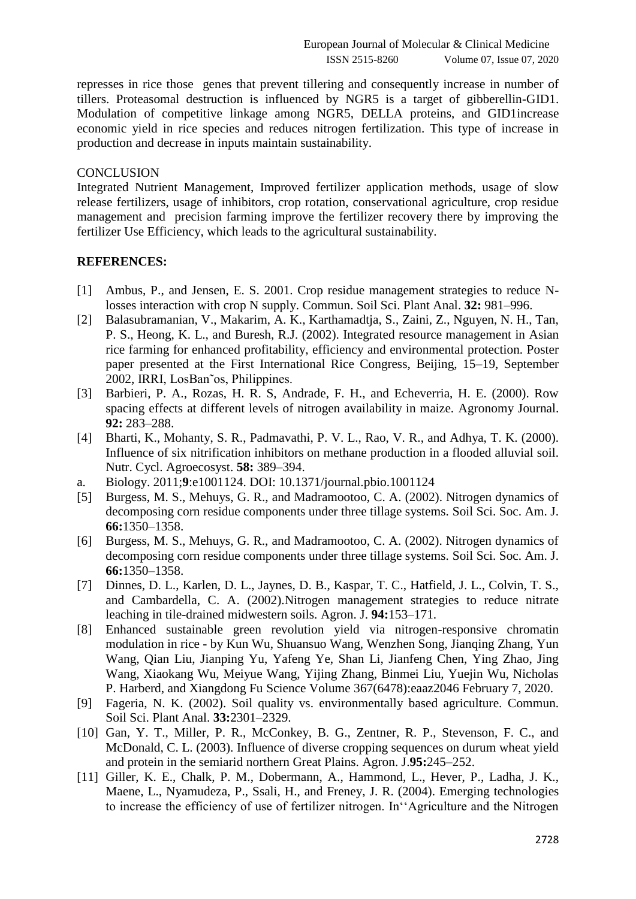represses in rice those genes that prevent tillering and consequently increase in number of tillers. Proteasomal destruction is influenced by NGR5 is a target of gibberellin-GID1. Modulation of competitive linkage among NGR5, DELLA proteins, and GID1increase economic yield in rice species and reduces nitrogen fertilization. This type of increase in production and decrease in inputs maintain sustainability.

## CONCLUSION

Integrated Nutrient Management, Improved fertilizer application methods, usage of slow release fertilizers, usage of inhibitors, crop rotation, conservational agriculture, crop residue management and precision farming improve the fertilizer recovery there by improving the fertilizer Use Efficiency, which leads to the agricultural sustainability.

## REFERENCES:

[1] Ambus, P., and Jensen, E. S. 2001. Crop residue management strategies to reduce N-losses interaction with crop N supply. Commun. Soil Sci. Plant Anal. **32:** 981–996.

[2] Balasubramanian, V., Makarim, A. K., Karthamadtja, S., Zaini, Z., Nguyen, N. H., Tan, P. S., Heong, K. L., and Buresh, R.J. (2002). Integrated resource management in Asian rice farming for enhanced profitability, efficiency and environmental protection. Poster paper presented at the First International Rice Congress, Beijing, 15–19, September 2002, IRRI, LosBan˜os, Philippines.

[3] Barbieri, P. A., Rozas, H. R. S, Andrade, F. H., and Echeverria, H. E. (2000). Row spacing effects at different levels of nitrogen availability in maize. Agronomy Journal. **92:** 283–288.

[4] Bharti, K., Mohanty, S. R., Padmavathi, P. V. L., Rao, V. R., and Adhya, T. K. (2000). Influence of six nitrification inhibitors on methane production in a flooded alluvial soil. Nutr. Cycl. Agroecosyst. **58:** 389–394.

a. Biology. 2011;**9**:e1001124. DOI: 10.1371/journal.pbio.1001124

[5] Burgess, M. S., Mehuys, G. R., and Madramootoo, C. A. (2002). Nitrogen dynamics of decomposing corn residue components under three tillage systems. Soil Sci. Soc. Am. J. **66:**1350–1358.

[6] Burgess, M. S., Mehuys, G. R., and Madramootoo, C. A. (2002). Nitrogen dynamics of decomposing corn residue components under three tillage systems. Soil Sci. Soc. Am. J. **66:**1350–1358.

[7] Dinnes, D. L., Karlen, D. L., Jaynes, D. B., Kaspar, T. C., Hatfield, J. L., Colvin, T. S., and Cambardella, C. A. (2002).Nitrogen management strategies to reduce nitrate leaching in tile-drained midwestern soils. Agron. J. **94:**153–171.

[8] Enhanced sustainable green revolution yield via nitrogen-responsive chromatin modulation in rice - by Kun Wu, Shuansuo Wang, Wenzhen Song, Jianqing Zhang, Yun Wang, Qian Liu, Jianping Yu, Yafeng Ye, Shan Li, Jianfeng Chen, Ying Zhao, Jing Wang, Xiaokang Wu, Meiyue Wang, Yijing Zhang, Binmei Liu, Yuejin Wu, Nicholas P. Harberd, and Xiangdong Fu Science Volume 367(6478):eaaz2046 February 7, 2020.

[9] Fageria, N. K. (2002). Soil quality vs. environmentally based agriculture. Commun. Soil Sci. Plant Anal. **33:**2301–2329.

[10] Gan, Y. T., Miller, P. R., McConkey, B. G., Zentner, R. P., Stevenson, F. C., and McDonald, C. L. (2003). Influence of diverse cropping sequences on durum wheat yield and protein in the semiarid northern Great Plains. Agron. J.**95:**245–252.

[11] Giller, K. E., Chalk, P. M., Dobermann, A., Hammond, L., Hever, P., Ladha, J. K., Maene, L., Nyamudeza, P., Ssali, H., and Freney, J. R. (2004). Emerging technologies to increase the efficiency of use of fertilizer nitrogen. In‘‘Agriculture and the Nitrogen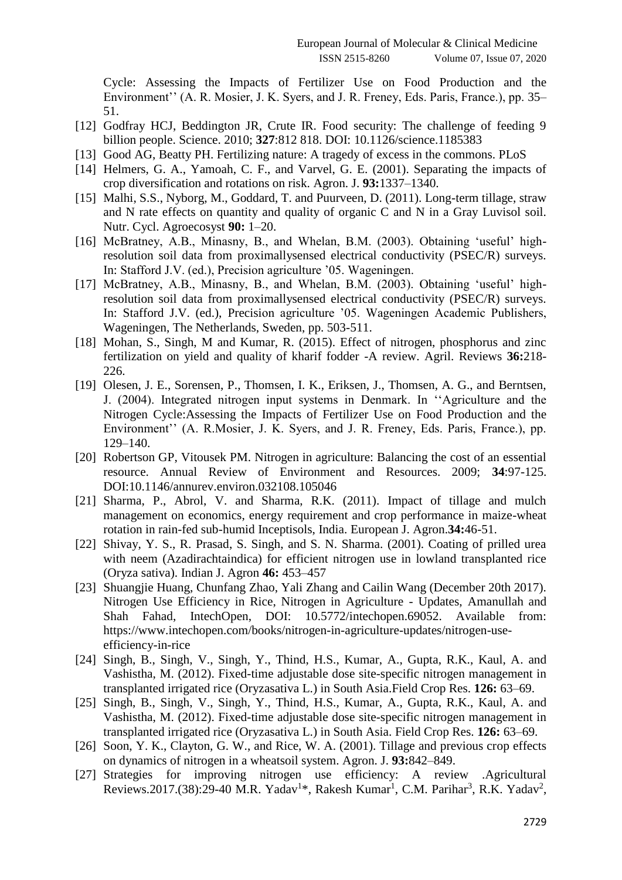Cycle: Assessing the Impacts of Fertilizer Use on Food Production and the Environment'' (A. R. Mosier, J. K. Syers, and J. R. Freney, Eds. Paris, France.), pp. 35–51.

[12] Godfray HCJ, Beddington JR, Crute IR. Food security: The challenge of feeding 9 billion people. Science. 2010; **327**:812 818. DOI: 10.1126/science.1185383

[13] Good AG, Beatty PH. Fertilizing nature: A tragedy of excess in the commons. PLoS

[14] Helmers, G. A., Yamoah, C. F., and Varvel, G. E. (2001). Separating the impacts of crop diversification and rotations on risk. Agron. J. **93:**1337–1340.

[15] Malhi, S.S., Nyborg, M., Goddard, T. and Puurveen, D. (2011). Long-term tillage, straw and N rate effects on quantity and quality of organic C and N in a Gray Luvisol soil. Nutr. Cycl. Agroecosyst **90:** 1–20.

[16] McBratney, A.B., Minasny, B., and Whelan, B.M. (2003). Obtaining 'useful' high-resolution soil data from proximallysensed electrical conductivity (PSEC/R) surveys. In: Stafford J.V. (ed.), Precision agriculture '05. Wageningen.

[17] McBratney, A.B., Minasny, B., and Whelan, B.M. (2003). Obtaining 'useful' high-resolution soil data from proximallysensed electrical conductivity (PSEC/R) surveys. In: Stafford J.V. (ed.), Precision agriculture '05. Wageningen Academic Publishers, Wageningen, The Netherlands, Sweden, pp. 503-511.

[18] Mohan, S., Singh, M and Kumar, R. (2015). Effect of nitrogen, phosphorus and zinc fertilization on yield and quality of kharif fodder -A review. Agril. Reviews **36:**218-226.

[19] Olesen, J. E., Sorensen, P., Thomsen, I. K., Eriksen, J., Thomsen, A. G., and Berntsen, J. (2004). Integrated nitrogen input systems in Denmark. In ''Agriculture and the Nitrogen Cycle:Assessing the Impacts of Fertilizer Use on Food Production and the Environment'' (A. R.Mosier, J. K. Syers, and J. R. Freney, Eds. Paris, France.), pp. 129–140.

[20] Robertson GP, Vitousek PM. Nitrogen in agriculture: Balancing the cost of an essential resource. Annual Review of Environment and Resources. 2009; **34**:97-125. DOI:10.1146/annurev.environ.032108.105046

[21] Sharma, P., Abrol, V. and Sharma, R.K. (2011). Impact of tillage and mulch management on economics, energy requirement and crop performance in maize-wheat rotation in rain-fed sub-humid Inceptisols, India. European J. Agron.**34:**46-51.

[22] Shivay, Y. S., R. Prasad, S. Singh, and S. N. Sharma. (2001). Coating of prilled urea with neem (Azadirachtaindica) for efficient nitrogen use in lowland transplanted rice (Oryza sativa). Indian J. Agron **46:** 453–457

[23] Shuangjie Huang, Chunfang Zhao, Yali Zhang and Cailin Wang (December 20th 2017). Nitrogen Use Efficiency in Rice, Nitrogen in Agriculture - Updates, Amanullah and Shah Fahad, IntechOpen, DOI: 10.5772/intechopen.69052. Available from: https://www.intechopen.com/books/nitrogen-in-agriculture-updates/nitrogen-use-efficiency-in-rice

[24] Singh, B., Singh, V., Singh, Y., Thind, H.S., Kumar, A., Gupta, R.K., Kaul, A. and Vashistha, M. (2012). Fixed-time adjustable dose site-specific nitrogen management in transplanted irrigated rice (Oryzasativa L.) in South Asia.Field Crop Res. **126:** 63–69.

[25] Singh, B., Singh, V., Singh, Y., Thind, H.S., Kumar, A., Gupta, R.K., Kaul, A. and Vashistha, M. (2012). Fixed-time adjustable dose site-specific nitrogen management in transplanted irrigated rice (Oryzasativa L.) in South Asia. Field Crop Res. **126:** 63–69.

[26] Soon, Y. K., Clayton, G. W., and Rice, W. A. (2001). Tillage and previous crop effects on dynamics of nitrogen in a wheatsoil system. Agron. J. **93:**842–849.

[27] Strategies for improving nitrogen use efficiency: A review .Agricultural Reviews.2017.(38):29-40 M.R. Yadav[1]*, Rakesh Kumar[1], C.M. Parihar[3], R.K. Yadav[2],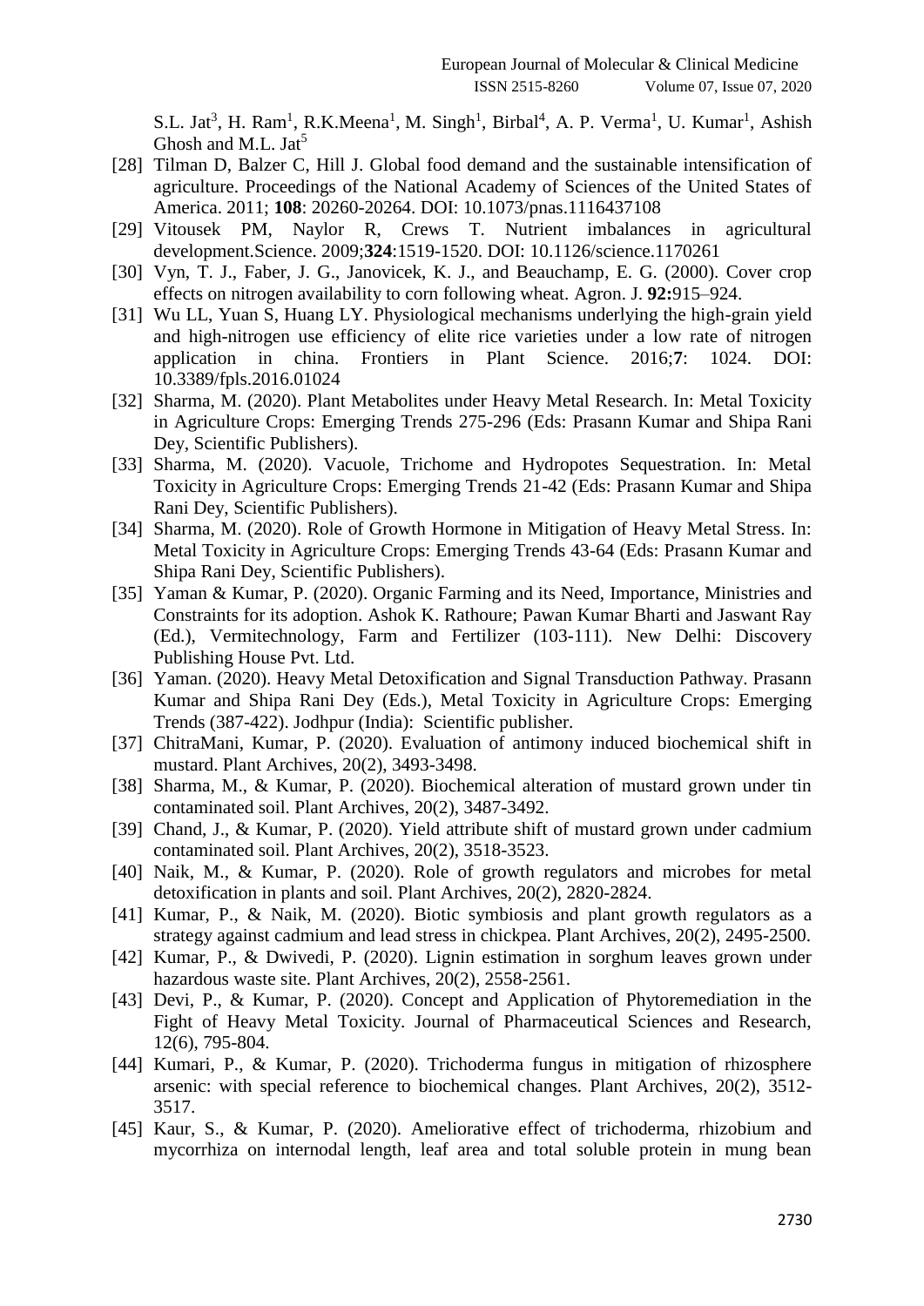S.L. Jat[3], H. Ram[1], R.K.Meena[1], M. Singh[1], Birbal[4], A. P. Verma[1], U. Kumar[1], Ashish Ghosh and M.L. Jat[5]

[28] Tilman D, Balzer C, Hill J. Global food demand and the sustainable intensification of agriculture. Proceedings of the National Academy of Sciences of the United States of America. 2011; **108**: 20260-20264. DOI: 10.1073/pnas.1116437108

[29] Vitousek PM, Naylor R, Crews T. Nutrient imbalances in agricultural development.Science. 2009;**324**:1519-1520. DOI: 10.1126/science.1170261

[30] Vyn, T. J., Faber, J. G., Janovicek, K. J., and Beauchamp, E. G. (2000). Cover crop effects on nitrogen availability to corn following wheat. Agron. J. **92:**915–924.

[31] Wu LL, Yuan S, Huang LY. Physiological mechanisms underlying the high-grain yield and high-nitrogen use efficiency of elite rice varieties under a low rate of nitrogen application in china. Frontiers in Plant Science. 2016;**7**: 1024. DOI: 10.3389/fpls.2016.01024

[32] Sharma, M. (2020). Plant Metabolites under Heavy Metal Research. In: Metal Toxicity in Agriculture Crops: Emerging Trends 275-296 (Eds: Prasann Kumar and Shipa Rani Dey, Scientific Publishers).

[33] Sharma, M. (2020). Vacuole, Trichome and Hydropotes Sequestration. In: Metal Toxicity in Agriculture Crops: Emerging Trends 21-42 (Eds: Prasann Kumar and Shipa Rani Dey, Scientific Publishers).

[34] Sharma, M. (2020). Role of Growth Hormone in Mitigation of Heavy Metal Stress. In: Metal Toxicity in Agriculture Crops: Emerging Trends 43-64 (Eds: Prasann Kumar and Shipa Rani Dey, Scientific Publishers).

[35] Yaman & Kumar, P. (2020). Organic Farming and its Need, Importance, Ministries and Constraints for its adoption. Ashok K. Rathoure; Pawan Kumar Bharti and Jaswant Ray (Ed.), Vermitechnology, Farm and Fertilizer (103-111). New Delhi: Discovery Publishing House Pvt. Ltd.

[36] Yaman. (2020). Heavy Metal Detoxification and Signal Transduction Pathway. Prasann Kumar and Shipa Rani Dey (Eds.), Metal Toxicity in Agriculture Crops: Emerging Trends (387-422). Jodhpur (India): Scientific publisher.

[37] ChitraMani, Kumar, P. (2020). Evaluation of antimony induced biochemical shift in mustard. Plant Archives, 20(2), 3493-3498.

[38] Sharma, M., & Kumar, P. (2020). Biochemical alteration of mustard grown under tin contaminated soil. Plant Archives, 20(2), 3487-3492.

[39] Chand, J., & Kumar, P. (2020). Yield attribute shift of mustard grown under cadmium contaminated soil. Plant Archives, 20(2), 3518-3523.

[40] Naik, M., & Kumar, P. (2020). Role of growth regulators and microbes for metal detoxification in plants and soil. Plant Archives, 20(2), 2820-2824.

[41] Kumar, P., & Naik, M. (2020). Biotic symbiosis and plant growth regulators as a strategy against cadmium and lead stress in chickpea. Plant Archives, 20(2), 2495-2500.

[42] Kumar, P., & Dwivedi, P. (2020). Lignin estimation in sorghum leaves grown under hazardous waste site. Plant Archives, 20(2), 2558-2561.

[43] Devi, P., & Kumar, P. (2020). Concept and Application of Phytoremediation in the Fight of Heavy Metal Toxicity. Journal of Pharmaceutical Sciences and Research, 12(6), 795-804.

[44] Kumari, P., & Kumar, P. (2020). Trichoderma fungus in mitigation of rhizosphere arsenic: with special reference to biochemical changes. Plant Archives, 20(2), 3512-3517.

[45] Kaur, S., & Kumar, P. (2020). Ameliorative effect of trichoderma, rhizobium and mycorrhiza on internodal length, leaf area and total soluble protein in mung bean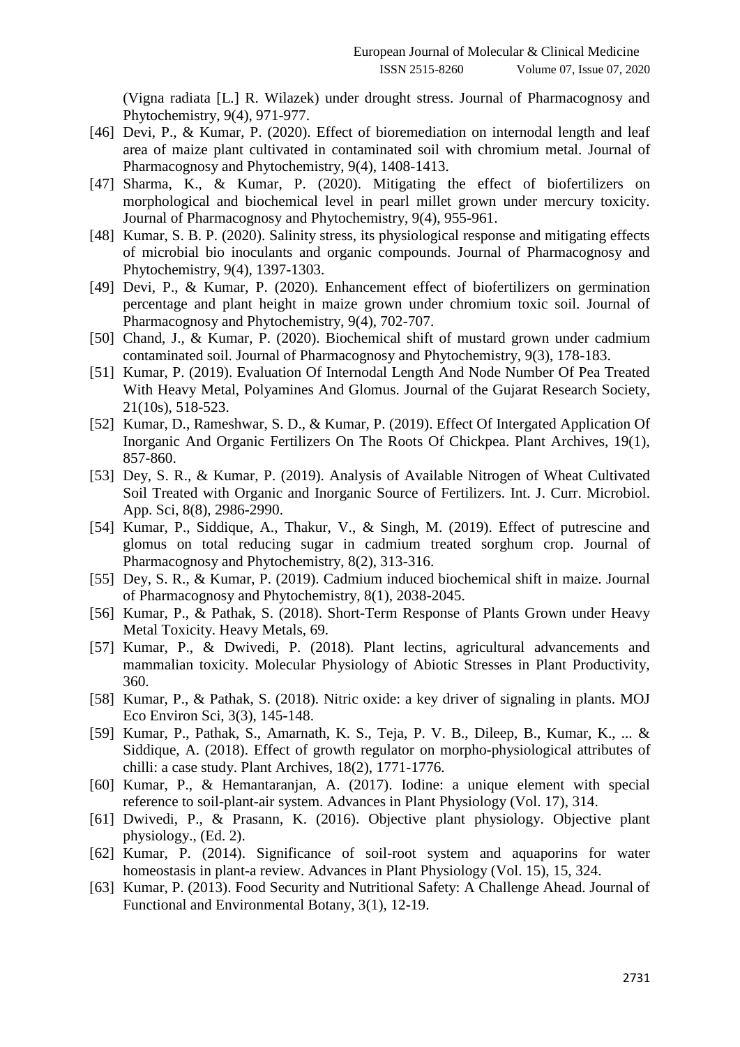(Vigna radiata [L.] R. Wilazek) under drought stress. Journal of Pharmacognosy and Phytochemistry, 9(4), 971-977.

[46] Devi, P., & Kumar, P. (2020). Effect of bioremediation on internodal length and leaf area of maize plant cultivated in contaminated soil with chromium metal. Journal of Pharmacognosy and Phytochemistry, 9(4), 1408-1413.

[47] Sharma, K., & Kumar, P. (2020). Mitigating the effect of biofertilizers on morphological and biochemical level in pearl millet grown under mercury toxicity. Journal of Pharmacognosy and Phytochemistry, 9(4), 955-961.

[48] Kumar, S. B. P. (2020). Salinity stress, its physiological response and mitigating effects of microbial bio inoculants and organic compounds. Journal of Pharmacognosy and Phytochemistry, 9(4), 1397-1303.

[49] Devi, P., & Kumar, P. (2020). Enhancement effect of biofertilizers on germination percentage and plant height in maize grown under chromium toxic soil. Journal of Pharmacognosy and Phytochemistry, 9(4), 702-707.

[50] Chand, J., & Kumar, P. (2020). Biochemical shift of mustard grown under cadmium contaminated soil. Journal of Pharmacognosy and Phytochemistry, 9(3), 178-183.

[51] Kumar, P. (2019). Evaluation Of Internodal Length And Node Number Of Pea Treated With Heavy Metal, Polyamines And Glomus. Journal of the Gujarat Research Society, 21(10s), 518-523.

[52] Kumar, D., Rameshwar, S. D., & Kumar, P. (2019). Effect Of Intergated Application Of Inorganic And Organic Fertilizers On The Roots Of Chickpea. Plant Archives, 19(1), 857-860.

[53] Dey, S. R., & Kumar, P. (2019). Analysis of Available Nitrogen of Wheat Cultivated Soil Treated with Organic and Inorganic Source of Fertilizers. Int. J. Curr. Microbiol. App. Sci, 8(8), 2986-2990.

[54] Kumar, P., Siddique, A., Thakur, V., & Singh, M. (2019). Effect of putrescine and glomus on total reducing sugar in cadmium treated sorghum crop. Journal of Pharmacognosy and Phytochemistry, 8(2), 313-316.

[55] Dey, S. R., & Kumar, P. (2019). Cadmium induced biochemical shift in maize. Journal of Pharmacognosy and Phytochemistry, 8(1), 2038-2045.

[56] Kumar, P., & Pathak, S. (2018). Short-Term Response of Plants Grown under Heavy Metal Toxicity. Heavy Metals, 69.

[57] Kumar, P., & Dwivedi, P. (2018). Plant lectins, agricultural advancements and mammalian toxicity. Molecular Physiology of Abiotic Stresses in Plant Productivity, 360.

[58] Kumar, P., & Pathak, S. (2018). Nitric oxide: a key driver of signaling in plants. MOJ Eco Environ Sci, 3(3), 145-148.

[59] Kumar, P., Pathak, S., Amarnath, K. S., Teja, P. V. B., Dileep, B., Kumar, K., ... & Siddique, A. (2018). Effect of growth regulator on morpho-physiological attributes of chilli: a case study. Plant Archives, 18(2), 1771-1776.

[60] Kumar, P., & Hemantaranjan, A. (2017). Iodine: a unique element with special reference to soil-plant-air system. Advances in Plant Physiology (Vol. 17), 314.

[61] Dwivedi, P., & Prasann, K. (2016). Objective plant physiology. Objective plant physiology., (Ed. 2).

[62] Kumar, P. (2014). Significance of soil-root system and aquaporins for water homeostasis in plant-a review. Advances in Plant Physiology (Vol. 15), 15, 324.

[63] Kumar, P. (2013). Food Security and Nutritional Safety: A Challenge Ahead. Journal of Functional and Environmental Botany, 3(1), 12-19.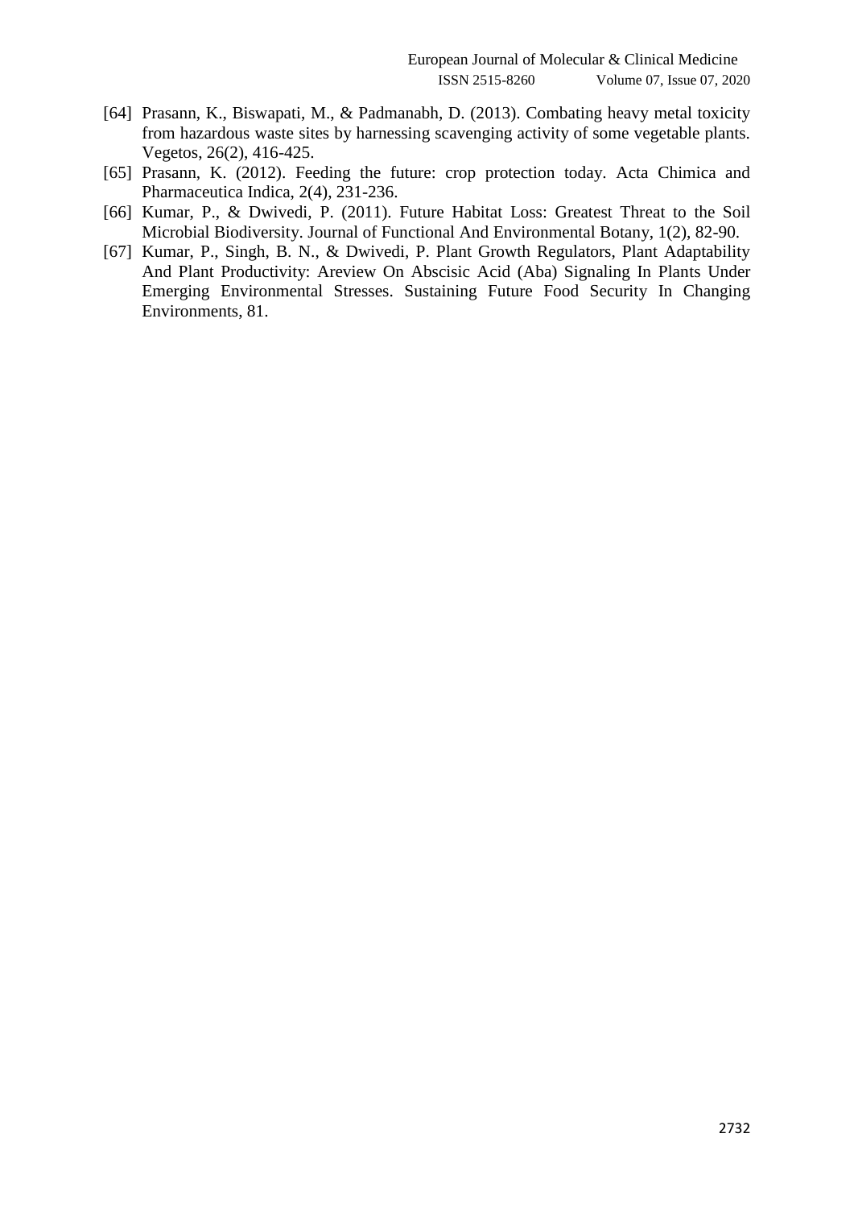[64] Prasann, K., Biswapati, M., & Padmanabh, D. (2013). Combating heavy metal toxicity from hazardous waste sites by harnessing scavenging activity of some vegetable plants. Vegetos, 26(2), 416-425.

[65] Prasann, K. (2012). Feeding the future: crop protection today. Acta Chimica and Pharmaceutica Indica, 2(4), 231-236.

[66] Kumar, P., & Dwivedi, P. (2011). Future Habitat Loss: Greatest Threat to the Soil Microbial Biodiversity. Journal of Functional And Environmental Botany, 1(2), 82-90.

[67] Kumar, P., Singh, B. N., & Dwivedi, P. Plant Growth Regulators, Plant Adaptability And Plant Productivity: Areview On Abscisic Acid (Aba) Signaling In Plants Under Emerging Environmental Stresses. Sustaining Future Food Security In Changing Environments, 81.